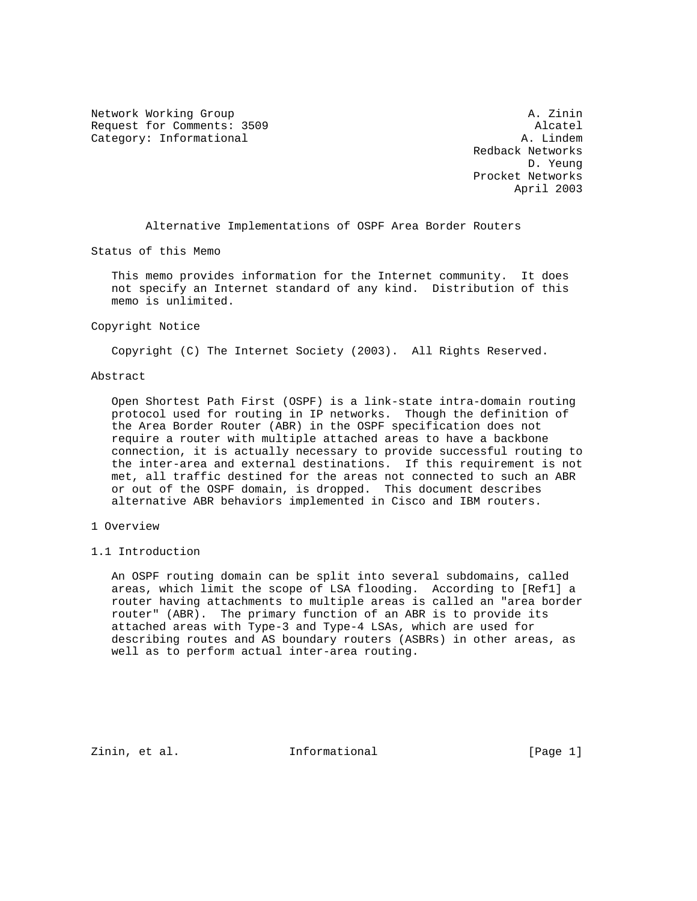Network Working Group                                           A. Zinin
Request for Comments: 3509                                       Alcatel
Category: Informational                                        A. Lindem
                                                        Redback Networks
                                                                D. Yeung
                                                        Procket Networks
                                                              April 2003

# Alternative Implementations of OSPF Area Border Routers

## Status of this Memo

This memo provides information for the Internet community. It does not specify an Internet standard of any kind. Distribution of this memo is unlimited.

## Copyright Notice

Copyright (C) The Internet Society (2003). All Rights Reserved.

## Abstract

Open Shortest Path First (OSPF) is a link-state intra-domain routing protocol used for routing in IP networks. Though the definition of the Area Border Router (ABR) in the OSPF specification does not require a router with multiple attached areas to have a backbone connection, it is actually necessary to provide successful routing to the inter-area and external destinations. If this requirement is not met, all traffic destined for the areas not connected to such an ABR or out of the OSPF domain, is dropped. This document describes alternative ABR behaviors implemented in Cisco and IBM routers.

## 1 Overview

### 1.1 Introduction

An OSPF routing domain can be split into several subdomains, called areas, which limit the scope of LSA flooding. According to [Ref1] a router having attachments to multiple areas is called an "area border router" (ABR). The primary function of an ABR is to provide its attached areas with Type-3 and Type-4 LSAs, which are used for describing routes and AS boundary routers (ASBRs) in other areas, as well as to perform actual inter-area routing.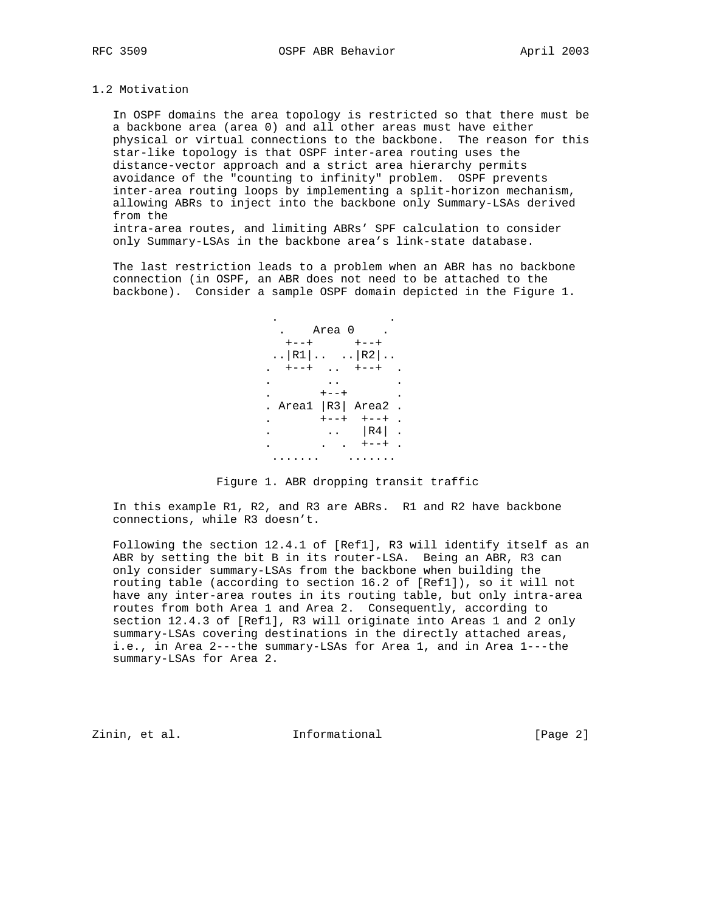## 1.2 Motivation

In OSPF domains the area topology is restricted so that there must be a backbone area (area 0) and all other areas must have either physical or virtual connections to the backbone. The reason for this star-like topology is that OSPF inter-area routing uses the distance-vector approach and a strict area hierarchy permits avoidance of the "counting to infinity" problem. OSPF prevents inter-area routing loops by implementing a split-horizon mechanism, allowing ABRs to inject into the backbone only Summary-LSAs derived from the intra-area routes, and limiting ABRs' SPF calculation to consider only Summary-LSAs in the backbone area's link-state database.

The last restriction leads to a problem when an ABR has no backbone connection (in OSPF, an ABR does not need to be attached to the backbone). Consider a sample OSPF domain depicted in the Figure 1.

```
   .               .
    .    Area 0    .
     +--+      +--+
   ..|R1|..  ..|R2|..
  .  +--+  ..  +--+  .
  .        ..        .
  .       +--+       .
  . Area1 |R3| Area2 .
  .       +--+  +--+ .
  .        ..   |R4| .
  .       .  .  +--+ .
   .......    .......
```

Figure 1. ABR dropping transit traffic

In this example R1, R2, and R3 are ABRs. R1 and R2 have backbone connections, while R3 doesn't.

Following the section 12.4.1 of [Ref1], R3 will identify itself as an ABR by setting the bit B in its router-LSA. Being an ABR, R3 can only consider summary-LSAs from the backbone when building the routing table (according to section 16.2 of [Ref1]), so it will not have any inter-area routes in its routing table, but only intra-area routes from both Area 1 and Area 2. Consequently, according to section 12.4.3 of [Ref1], R3 will originate into Areas 1 and 2 only summary-LSAs covering destinations in the directly attached areas, i.e., in Area 2---the summary-LSAs for Area 1, and in Area 1---the summary-LSAs for Area 2.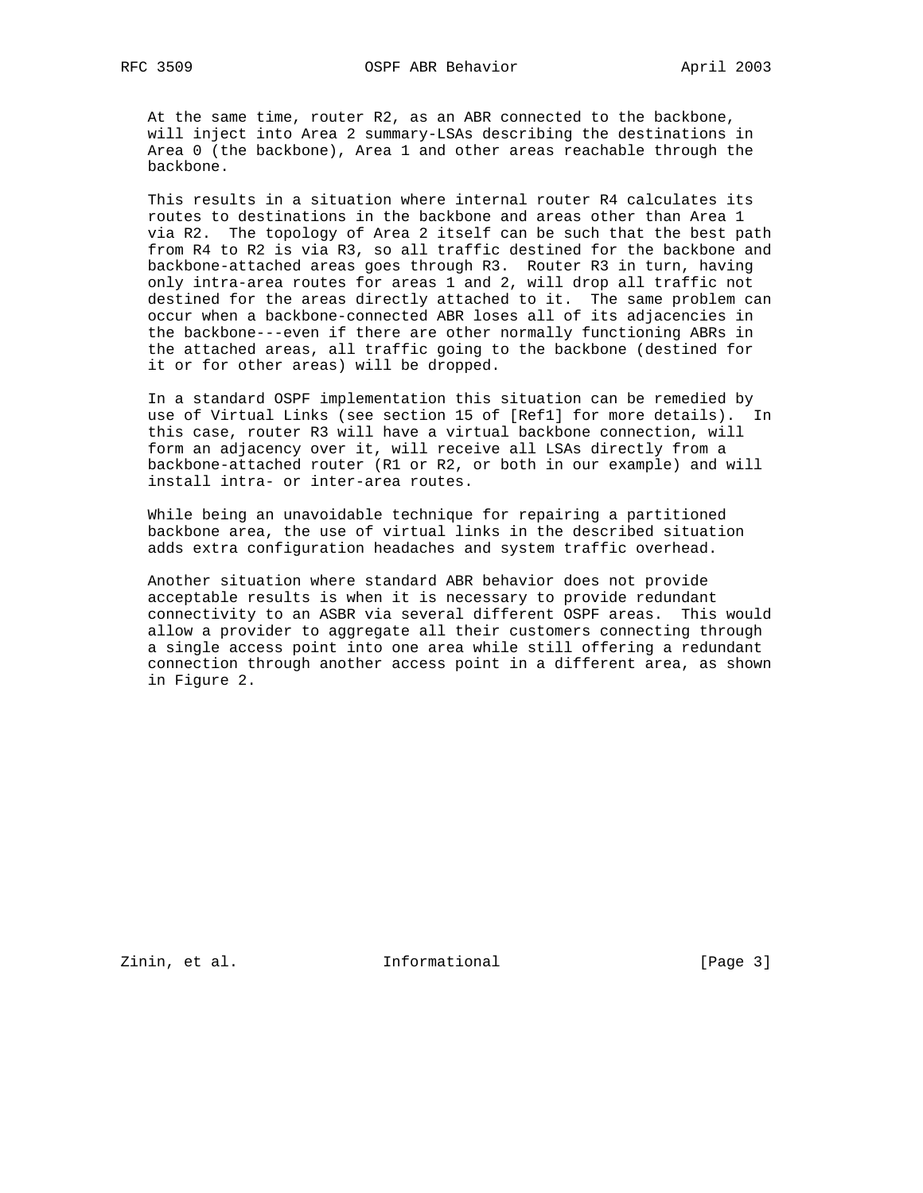At the same time, router R2, as an ABR connected to the backbone, will inject into Area 2 summary-LSAs describing the destinations in Area 0 (the backbone), Area 1 and other areas reachable through the backbone.

This results in a situation where internal router R4 calculates its routes to destinations in the backbone and areas other than Area 1 via R2. The topology of Area 2 itself can be such that the best path from R4 to R2 is via R3, so all traffic destined for the backbone and backbone-attached areas goes through R3. Router R3 in turn, having only intra-area routes for areas 1 and 2, will drop all traffic not destined for the areas directly attached to it. The same problem can occur when a backbone-connected ABR loses all of its adjacencies in the backbone---even if there are other normally functioning ABRs in the attached areas, all traffic going to the backbone (destined for it or for other areas) will be dropped.

In a standard OSPF implementation this situation can be remedied by use of Virtual Links (see section 15 of [Ref1] for more details). In this case, router R3 will have a virtual backbone connection, will form an adjacency over it, will receive all LSAs directly from a backbone-attached router (R1 or R2, or both in our example) and will install intra- or inter-area routes.

While being an unavoidable technique for repairing a partitioned backbone area, the use of virtual links in the described situation adds extra configuration headaches and system traffic overhead.

Another situation where standard ABR behavior does not provide acceptable results is when it is necessary to provide redundant connectivity to an ASBR via several different OSPF areas. This would allow a provider to aggregate all their customers connecting through a single access point into one area while still offering a redundant connection through another access point in a different area, as shown in Figure 2.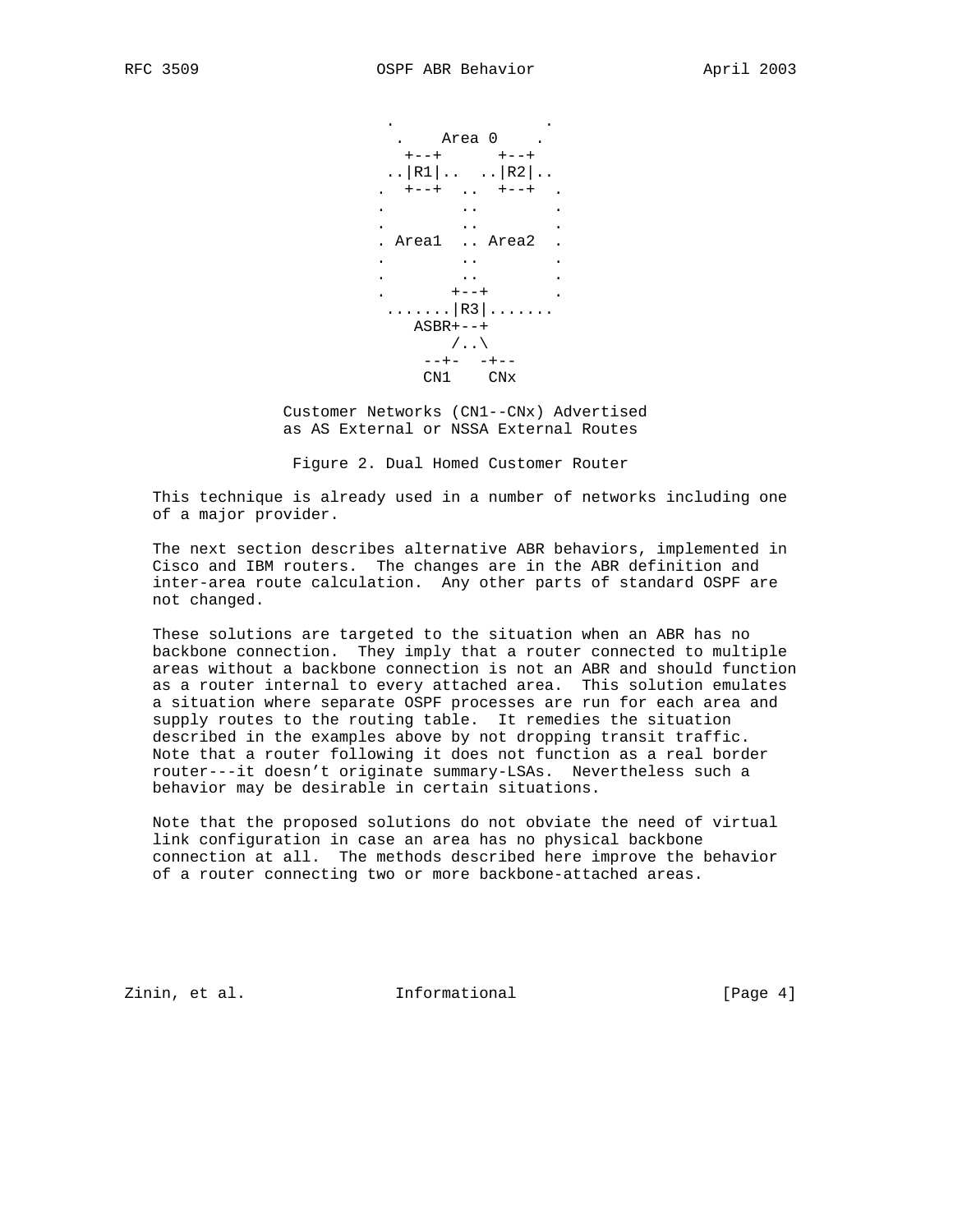```
              .                 .
               .    Area 0    .
                +--+      +--+
              ..|R1|..  ..|R2|..
             .  +--+  ..  +--+  .
             .        ..        .
             .        ..        .
             . Area1  .. Area2  .
             .        ..        .
             .        ..        .
             .       +--+       .
              .......|R3|.......
                 ASBR+--+
                      /..\
                   --+-  -+--
                    CN1    CNx
```

Customer Networks (CN1--CNx) Advertised
as AS External or NSSA External Routes

Figure 2. Dual Homed Customer Router

This technique is already used in a number of networks including one of a major provider.

The next section describes alternative ABR behaviors, implemented in Cisco and IBM routers. The changes are in the ABR definition and inter-area route calculation. Any other parts of standard OSPF are not changed.

These solutions are targeted to the situation when an ABR has no backbone connection. They imply that a router connected to multiple areas without a backbone connection is not an ABR and should function as a router internal to every attached area. This solution emulates a situation where separate OSPF processes are run for each area and supply routes to the routing table. It remedies the situation described in the examples above by not dropping transit traffic. Note that a router following it does not function as a real border router---it doesn't originate summary-LSAs. Nevertheless such a behavior may be desirable in certain situations.

Note that the proposed solutions do not obviate the need of virtual link configuration in case an area has no physical backbone connection at all. The methods described here improve the behavior of a router connecting two or more backbone-attached areas.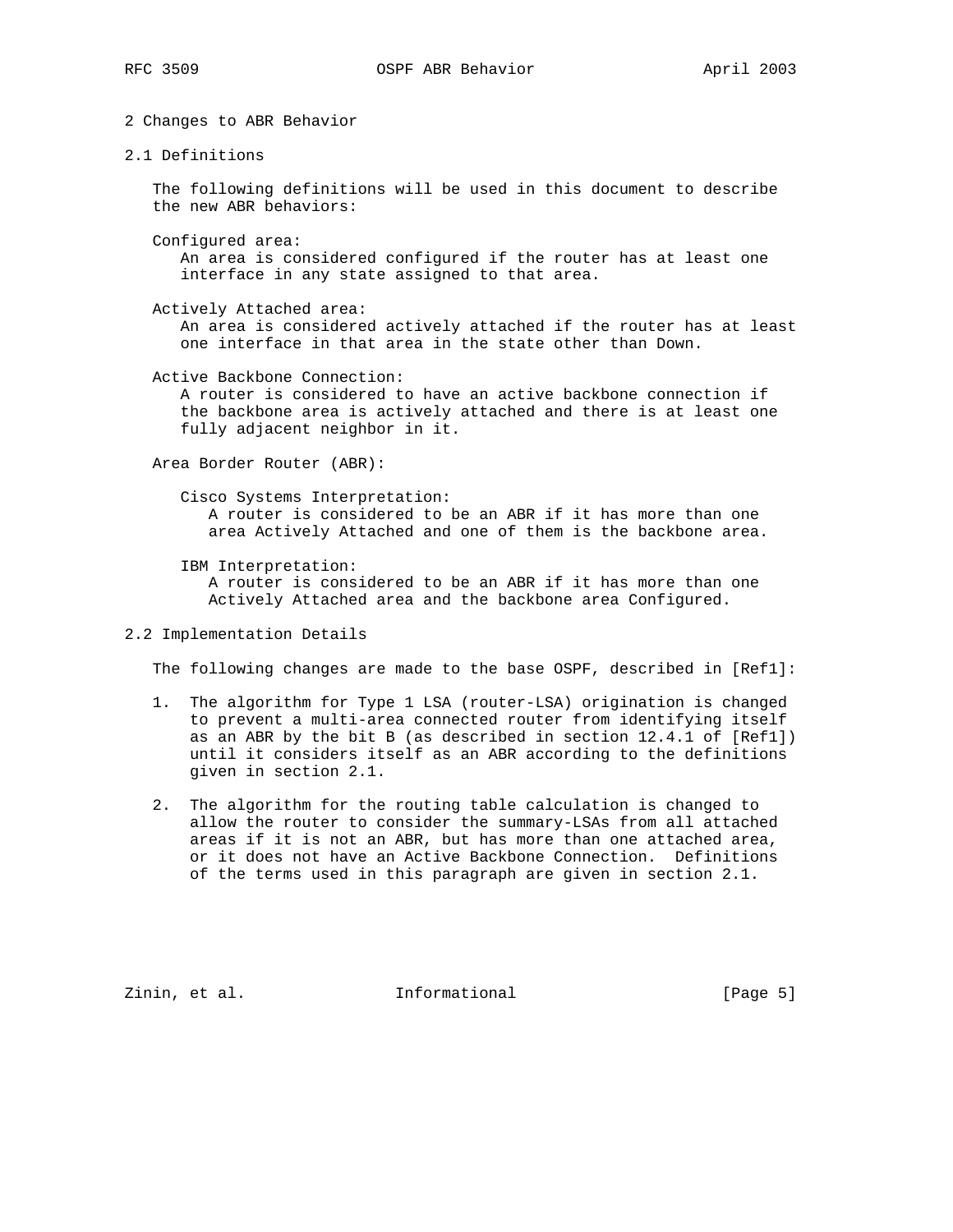# 2 Changes to ABR Behavior

## 2.1 Definitions

The following definitions will be used in this document to describe the new ABR behaviors:

Configured area:
An area is considered configured if the router has at least one interface in any state assigned to that area.

Actively Attached area:
An area is considered actively attached if the router has at least one interface in that area in the state other than Down.

Active Backbone Connection:
A router is considered to have an active backbone connection if the backbone area is actively attached and there is at least one fully adjacent neighbor in it.

Area Border Router (ABR):

Cisco Systems Interpretation:
A router is considered to be an ABR if it has more than one area Actively Attached and one of them is the backbone area.

IBM Interpretation:
A router is considered to be an ABR if it has more than one Actively Attached area and the backbone area Configured.

## 2.2 Implementation Details

The following changes are made to the base OSPF, described in [Ref1]:

1. The algorithm for Type 1 LSA (router-LSA) origination is changed to prevent a multi-area connected router from identifying itself as an ABR by the bit B (as described in section 12.4.1 of [Ref1]) until it considers itself as an ABR according to the definitions given in section 2.1.

2. The algorithm for the routing table calculation is changed to allow the router to consider the summary-LSAs from all attached areas if it is not an ABR, but has more than one attached area, or it does not have an Active Backbone Connection. Definitions of the terms used in this paragraph are given in section 2.1.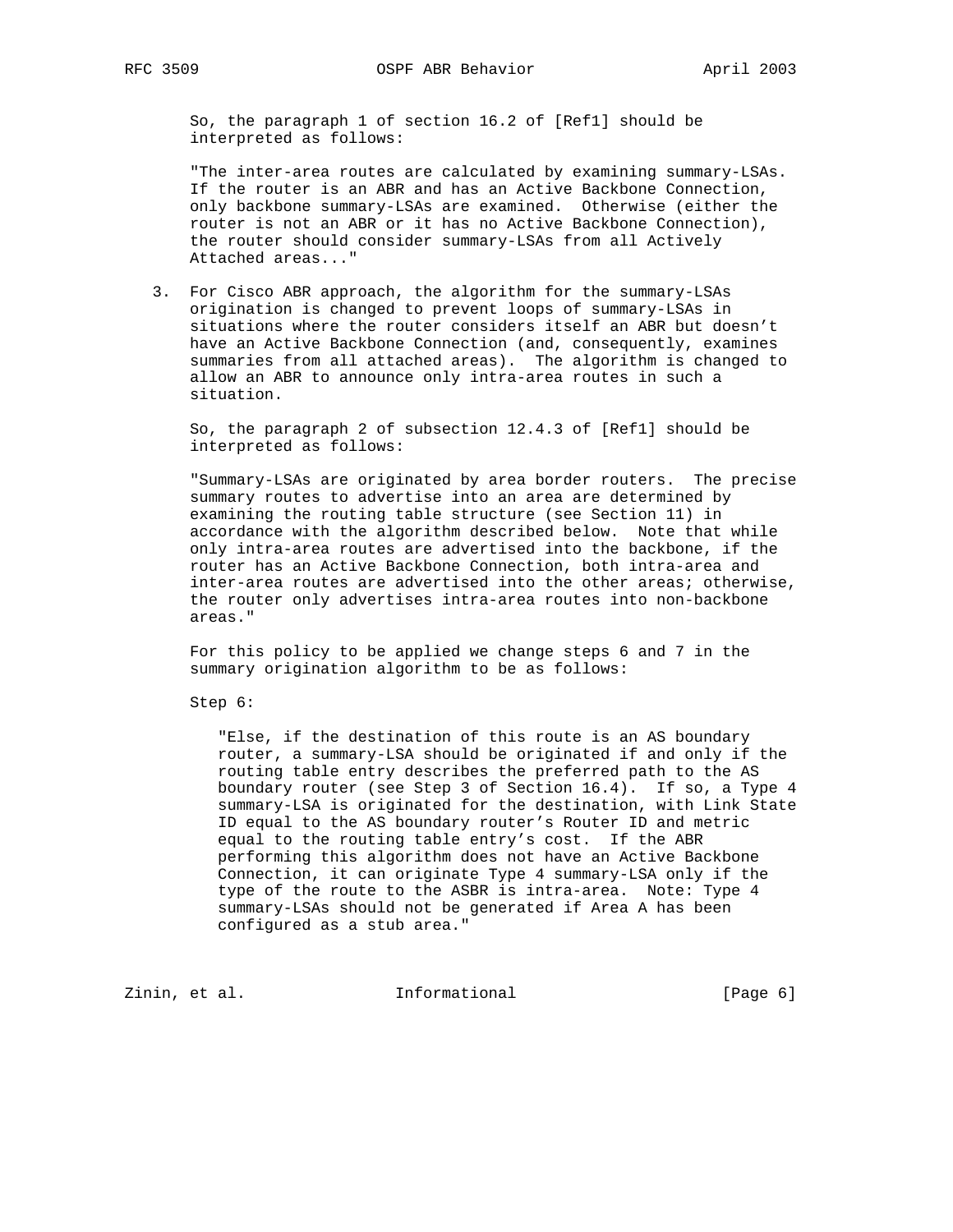So, the paragraph 1 of section 16.2 of [Ref1] should be interpreted as follows:

"The inter-area routes are calculated by examining summary-LSAs. If the router is an ABR and has an Active Backbone Connection, only backbone summary-LSAs are examined. Otherwise (either the router is not an ABR or it has no Active Backbone Connection), the router should consider summary-LSAs from all Actively Attached areas..."

3. For Cisco ABR approach, the algorithm for the summary-LSAs origination is changed to prevent loops of summary-LSAs in situations where the router considers itself an ABR but doesn't have an Active Backbone Connection (and, consequently, examines summaries from all attached areas). The algorithm is changed to allow an ABR to announce only intra-area routes in such a situation.

   So, the paragraph 2 of subsection 12.4.3 of [Ref1] should be interpreted as follows:

   "Summary-LSAs are originated by area border routers. The precise summary routes to advertise into an area are determined by examining the routing table structure (see Section 11) in accordance with the algorithm described below. Note that while only intra-area routes are advertised into the backbone, if the router has an Active Backbone Connection, both intra-area and inter-area routes are advertised into the other areas; otherwise, the router only advertises intra-area routes into non-backbone areas."

   For this policy to be applied we change steps 6 and 7 in the summary origination algorithm to be as follows:

   Step 6:

   "Else, if the destination of this route is an AS boundary router, a summary-LSA should be originated if and only if the routing table entry describes the preferred path to the AS boundary router (see Step 3 of Section 16.4). If so, a Type 4 summary-LSA is originated for the destination, with Link State ID equal to the AS boundary router's Router ID and metric equal to the routing table entry's cost. If the ABR performing this algorithm does not have an Active Backbone Connection, it can originate Type 4 summary-LSA only if the type of the route to the ASBR is intra-area. Note: Type 4 summary-LSAs should not be generated if Area A has been configured as a stub area."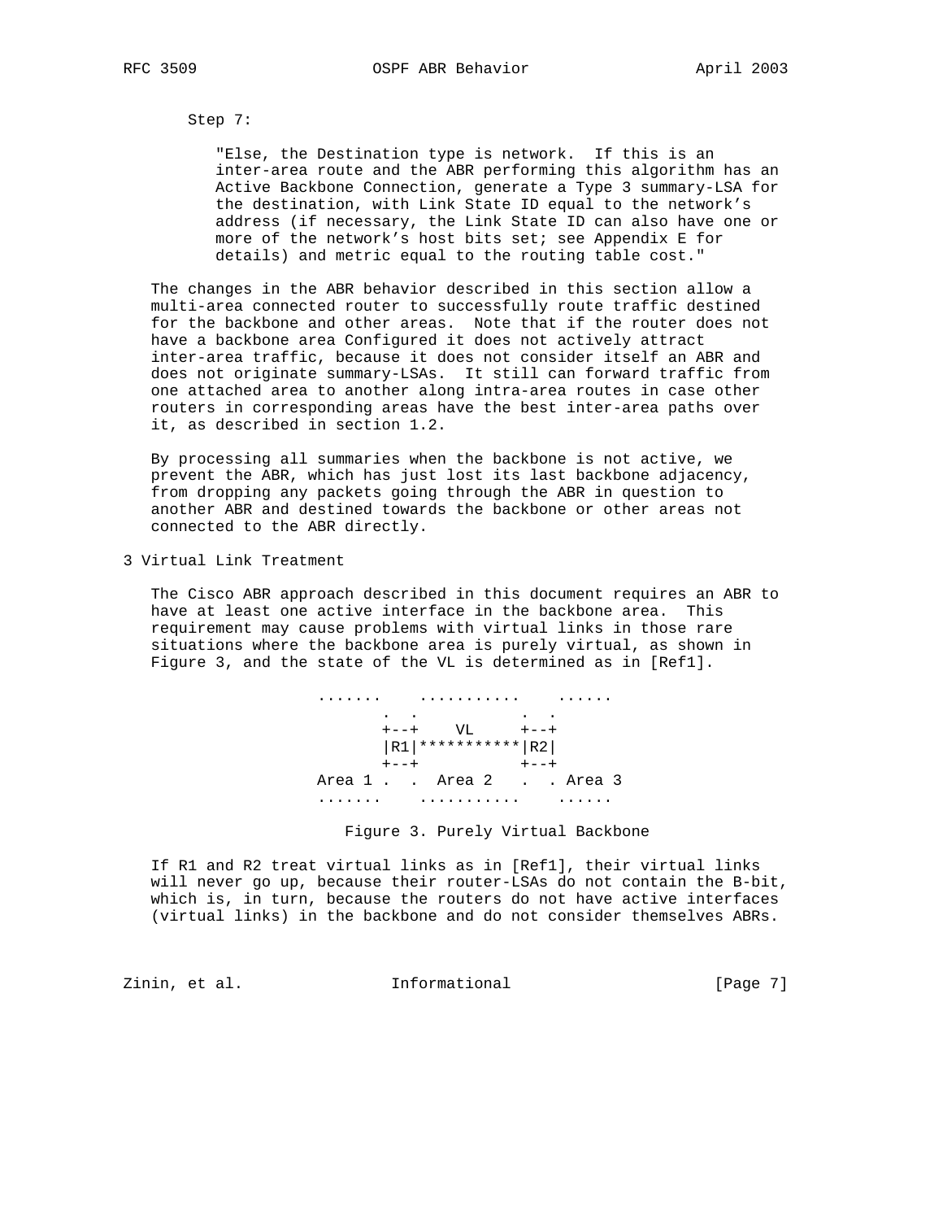Step 7:

"Else, the Destination type is network. If this is an inter-area route and the ABR performing this algorithm has an Active Backbone Connection, generate a Type 3 summary-LSA for the destination, with Link State ID equal to the network's address (if necessary, the Link State ID can also have one or more of the network's host bits set; see Appendix E for details) and metric equal to the routing table cost."

The changes in the ABR behavior described in this section allow a multi-area connected router to successfully route traffic destined for the backbone and other areas. Note that if the router does not have a backbone area Configured it does not actively attract inter-area traffic, because it does not consider itself an ABR and does not originate summary-LSAs. It still can forward traffic from one attached area to another along intra-area routes in case other routers in corresponding areas have the best inter-area paths over it, as described in section 1.2.

By processing all summaries when the backbone is not active, we prevent the ABR, which has just lost its last backbone adjacency, from dropping any packets going through the ABR in question to another ABR and destined towards the backbone or other areas not connected to the ABR directly.

## 3 Virtual Link Treatment

The Cisco ABR approach described in this document requires an ABR to have at least one active interface in the backbone area. This requirement may cause problems with virtual links in those rare situations where the backbone area is purely virtual, as shown in Figure 3, and the state of the VL is determined as in [Ref1].

```
.......    ...........    ......
      .  .            .  .
      +--+    VL     +--+
      |R1|***********|R2|
      +--+           +--+
Area 1 .  .  Area 2   .  . Area 3
.......    ...........    ......
```

Figure 3. Purely Virtual Backbone

If R1 and R2 treat virtual links as in [Ref1], their virtual links will never go up, because their router-LSAs do not contain the B-bit, which is, in turn, because the routers do not have active interfaces (virtual links) in the backbone and do not consider themselves ABRs.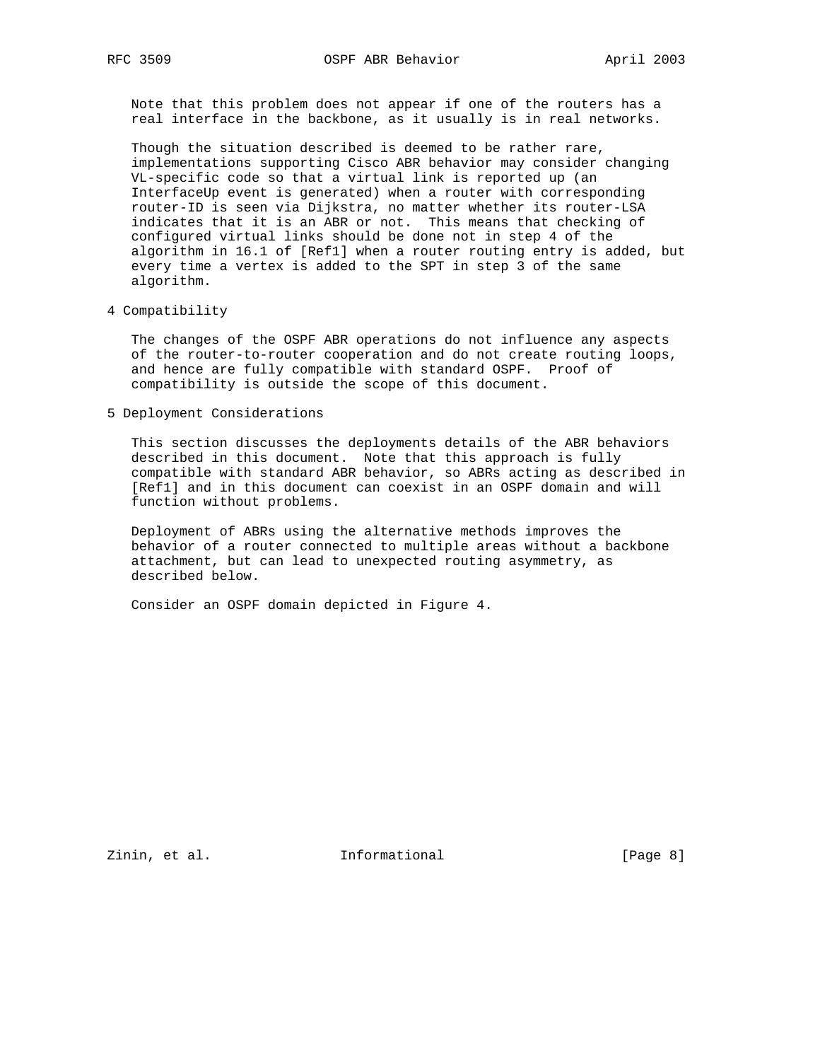Note that this problem does not appear if one of the routers has a real interface in the backbone, as it usually is in real networks.

Though the situation described is deemed to be rather rare, implementations supporting Cisco ABR behavior may consider changing VL-specific code so that a virtual link is reported up (an InterfaceUp event is generated) when a router with corresponding router-ID is seen via Dijkstra, no matter whether its router-LSA indicates that it is an ABR or not. This means that checking of configured virtual links should be done not in step 4 of the algorithm in 16.1 of [Ref1] when a router routing entry is added, but every time a vertex is added to the SPT in step 3 of the same algorithm.

## 4 Compatibility

The changes of the OSPF ABR operations do not influence any aspects of the router-to-router cooperation and do not create routing loops, and hence are fully compatible with standard OSPF. Proof of compatibility is outside the scope of this document.

## 5 Deployment Considerations

This section discusses the deployments details of the ABR behaviors described in this document. Note that this approach is fully compatible with standard ABR behavior, so ABRs acting as described in [Ref1] and in this document can coexist in an OSPF domain and will function without problems.

Deployment of ABRs using the alternative methods improves the behavior of a router connected to multiple areas without a backbone attachment, but can lead to unexpected routing asymmetry, as described below.

Consider an OSPF domain depicted in Figure 4.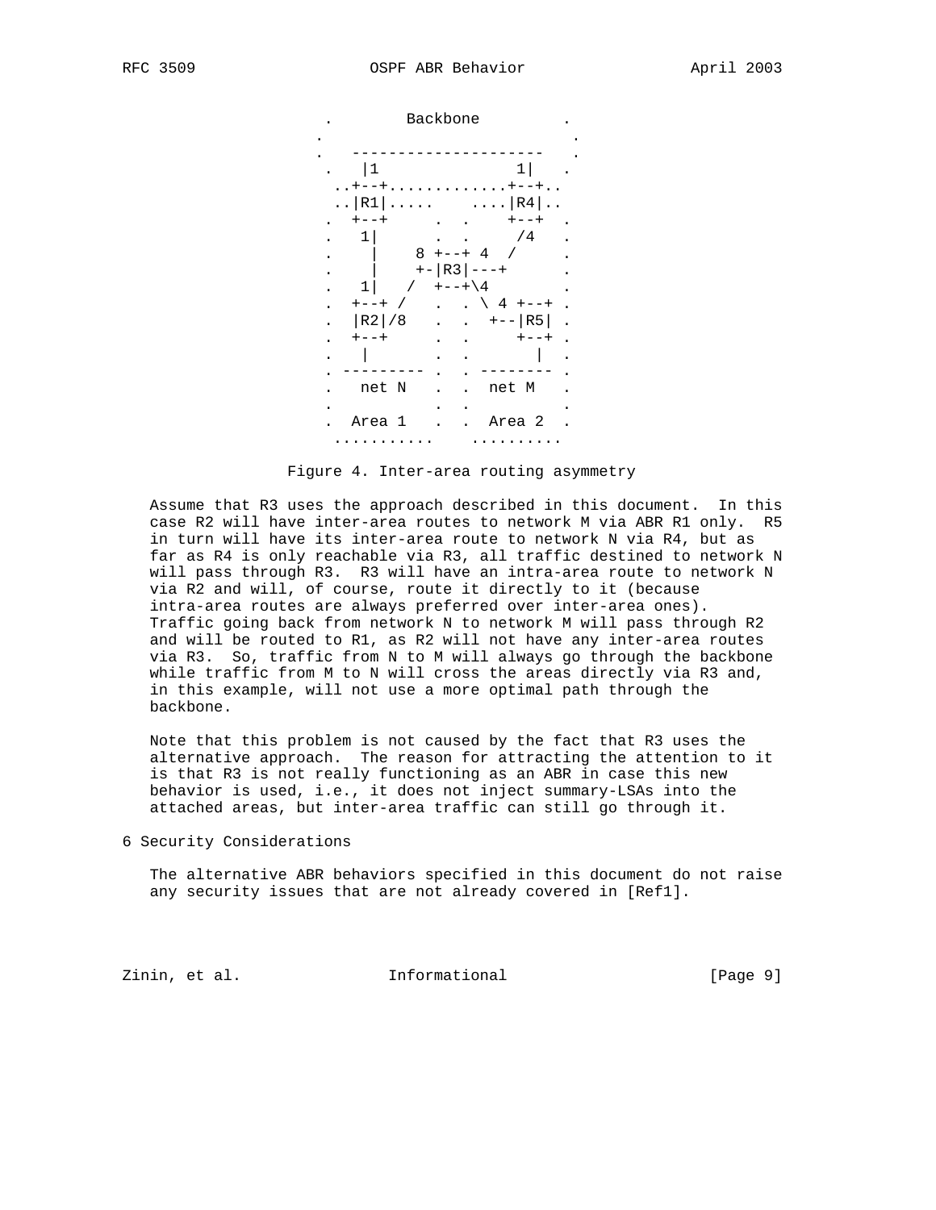```
          .        Backbone         .
         .                           .
         .   ---------------------   .
         .   |1                 1|   .
          ..+--+.............+--+..
          ..|R1|.....    ....|R4|..
         .  +--+     .  .    +--+  .
         .   1|      .  .     /4   .
         .    |    8 +--+ 4  /     .
         .    |    +-|R3|---+      .
         .   1|   /  +--+\4        .
         .  +--+ /   .  . \ 4 +--+ .
         .  |R2|/8   .  .  +--|R5| .
         .  +--+     .  .     +--+ .
         .   |       .  .       |  .
         . --------- .  . -------- .
         .   net N   .  .  net M   .
         .           .  .          .
         .  Area 1   .  .  Area 2  .
          ...........    ..........
```

Figure 4. Inter-area routing asymmetry

Assume that R3 uses the approach described in this document. In this case R2 will have inter-area routes to network M via ABR R1 only. R5 in turn will have its inter-area route to network N via R4, but as far as R4 is only reachable via R3, all traffic destined to network N will pass through R3. R3 will have an intra-area route to network N via R2 and will, of course, route it directly to it (because intra-area routes are always preferred over inter-area ones). Traffic going back from network N to network M will pass through R2 and will be routed to R1, as R2 will not have any inter-area routes via R3. So, traffic from N to M will always go through the backbone while traffic from M to N will cross the areas directly via R3 and, in this example, will not use a more optimal path through the backbone.

Note that this problem is not caused by the fact that R3 uses the alternative approach. The reason for attracting the attention to it is that R3 is not really functioning as an ABR in case this new behavior is used, i.e., it does not inject summary-LSAs into the attached areas, but inter-area traffic can still go through it.

## 6 Security Considerations

The alternative ABR behaviors specified in this document do not raise any security issues that are not already covered in [Ref1].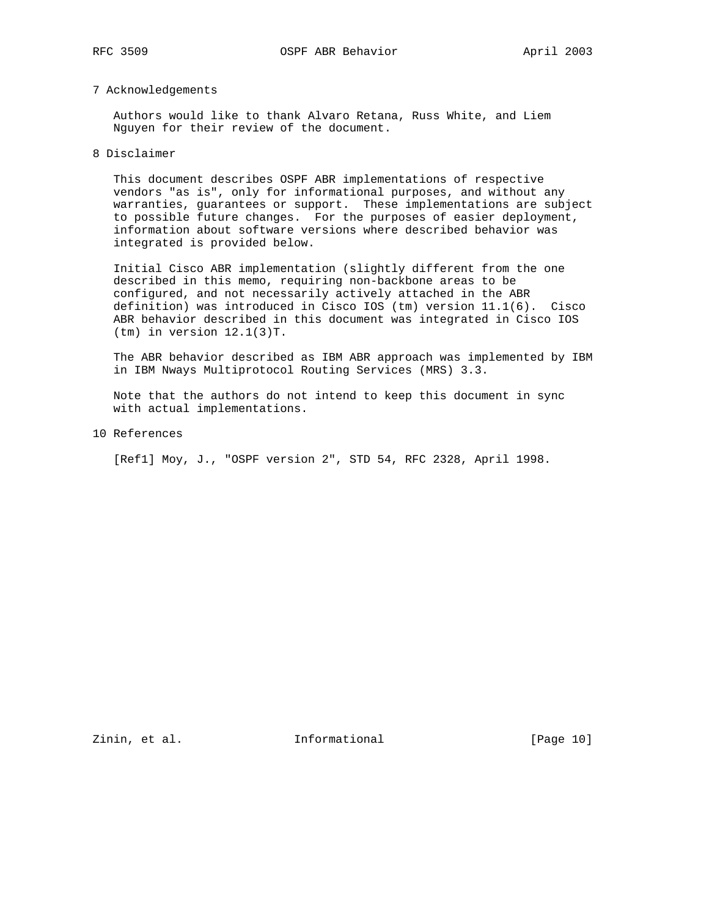## 7 Acknowledgements

Authors would like to thank Alvaro Retana, Russ White, and Liem Nguyen for their review of the document.

## 8 Disclaimer

This document describes OSPF ABR implementations of respective vendors "as is", only for informational purposes, and without any warranties, guarantees or support. These implementations are subject to possible future changes. For the purposes of easier deployment, information about software versions where described behavior was integrated is provided below.

Initial Cisco ABR implementation (slightly different from the one described in this memo, requiring non-backbone areas to be configured, and not necessarily actively attached in the ABR definition) was introduced in Cisco IOS (tm) version 11.1(6). Cisco ABR behavior described in this document was integrated in Cisco IOS (tm) in version 12.1(3)T.

The ABR behavior described as IBM ABR approach was implemented by IBM in IBM Nways Multiprotocol Routing Services (MRS) 3.3.

Note that the authors do not intend to keep this document in sync with actual implementations.

## 10 References

[Ref1] Moy, J., "OSPF version 2", STD 54, RFC 2328, April 1998.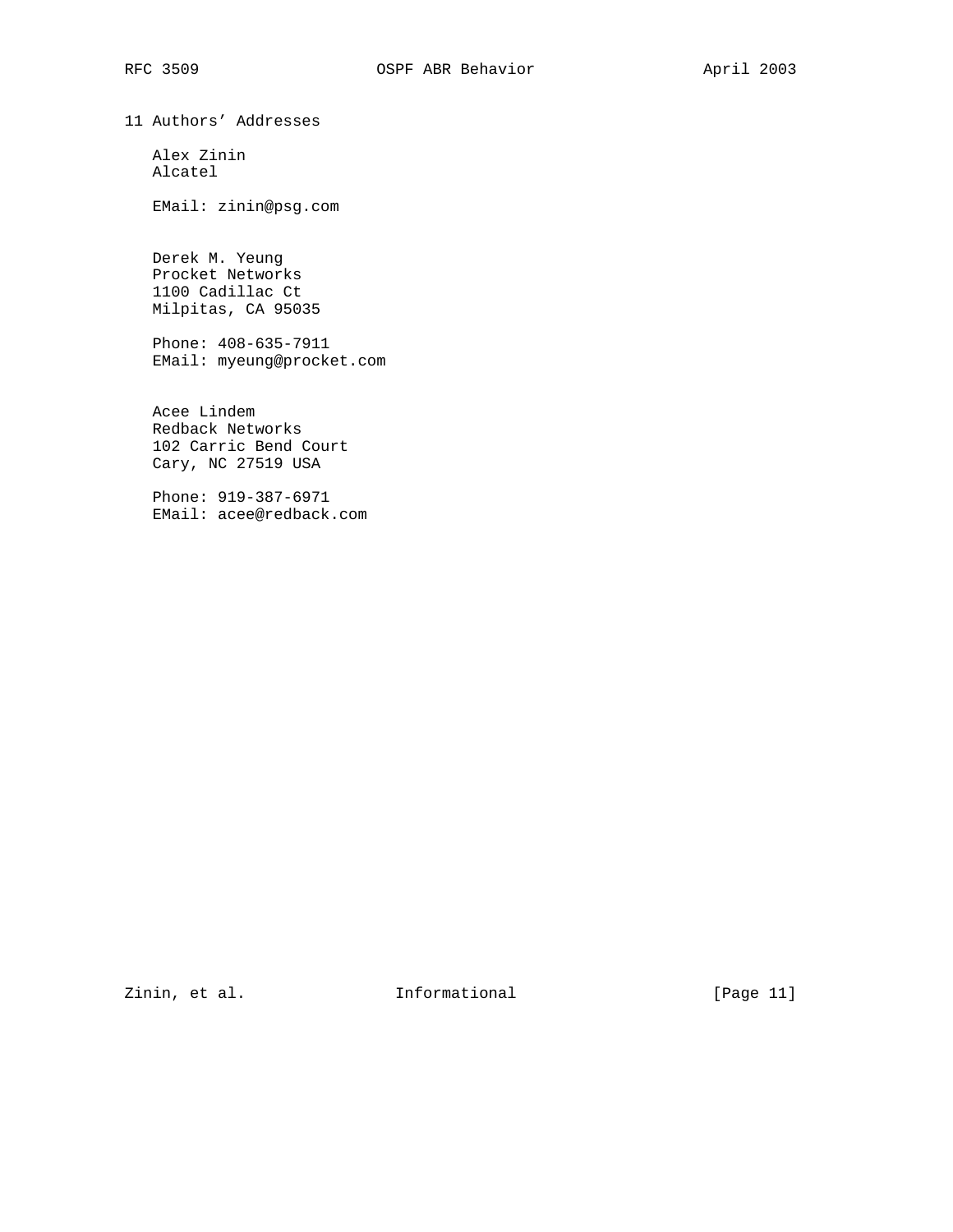## 11 Authors' Addresses

Alex Zinin
Alcatel

EMail: zinin@psg.com

Derek M. Yeung
Procket Networks
1100 Cadillac Ct
Milpitas, CA 95035

Phone: 408-635-7911
EMail: myeung@procket.com

Acee Lindem
Redback Networks
102 Carric Bend Court
Cary, NC 27519 USA

Phone: 919-387-6971
EMail: acee@redback.com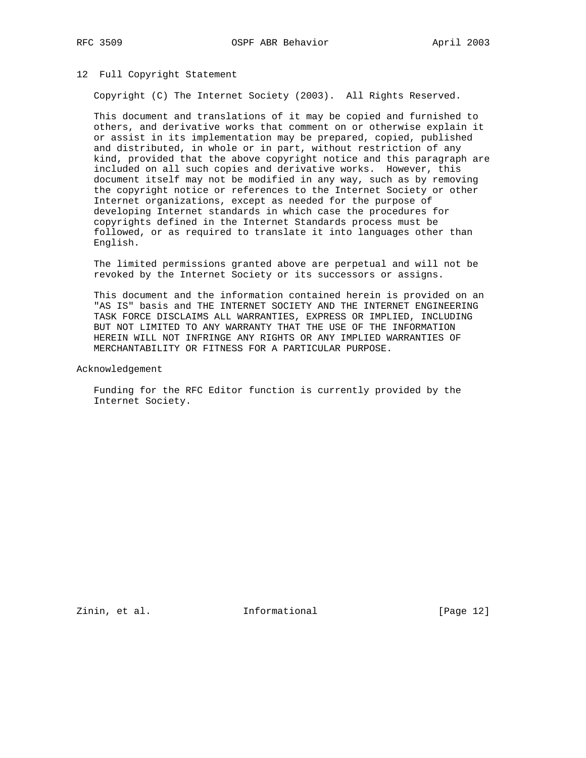## 12 Full Copyright Statement

Copyright (C) The Internet Society (2003). All Rights Reserved.

This document and translations of it may be copied and furnished to others, and derivative works that comment on or otherwise explain it or assist in its implementation may be prepared, copied, published and distributed, in whole or in part, without restriction of any kind, provided that the above copyright notice and this paragraph are included on all such copies and derivative works. However, this document itself may not be modified in any way, such as by removing the copyright notice or references to the Internet Society or other Internet organizations, except as needed for the purpose of developing Internet standards in which case the procedures for copyrights defined in the Internet Standards process must be followed, or as required to translate it into languages other than English.

The limited permissions granted above are perpetual and will not be revoked by the Internet Society or its successors or assigns.

This document and the information contained herein is provided on an "AS IS" basis and THE INTERNET SOCIETY AND THE INTERNET ENGINEERING TASK FORCE DISCLAIMS ALL WARRANTIES, EXPRESS OR IMPLIED, INCLUDING BUT NOT LIMITED TO ANY WARRANTY THAT THE USE OF THE INFORMATION HEREIN WILL NOT INFRINGE ANY RIGHTS OR ANY IMPLIED WARRANTIES OF MERCHANTABILITY OR FITNESS FOR A PARTICULAR PURPOSE.

## Acknowledgement

Funding for the RFC Editor function is currently provided by the Internet Society.